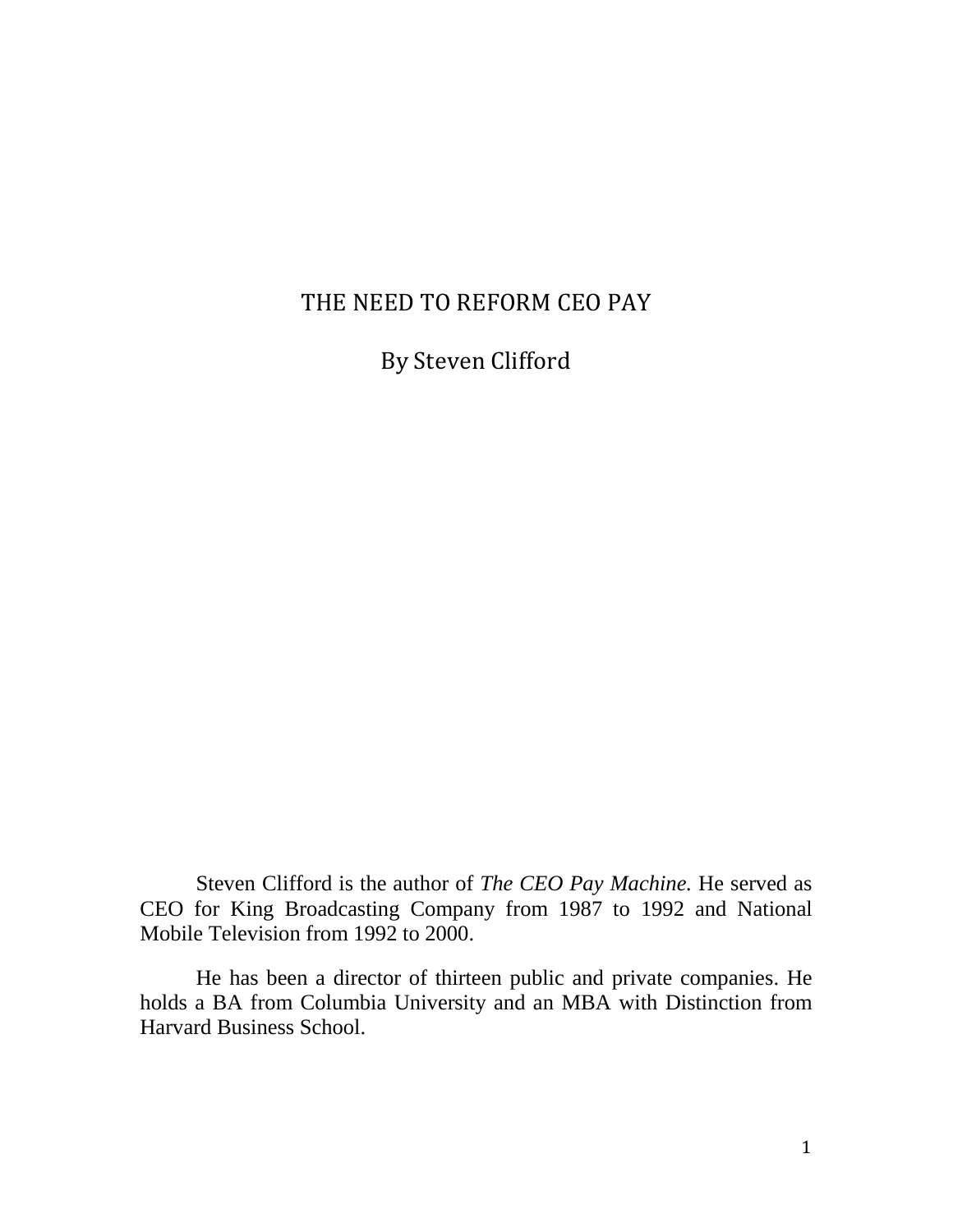# THE NEED TO REFORM CEO PAY

By Steven Clifford

Steven Clifford is the author of *The CEO Pay Machine.* He served as CEO for King Broadcasting Company from 1987 to 1992 and National Mobile Television from 1992 to 2000.

He has been a director of thirteen public and private companies. He holds a BA from Columbia University and an MBA with Distinction from Harvard Business School.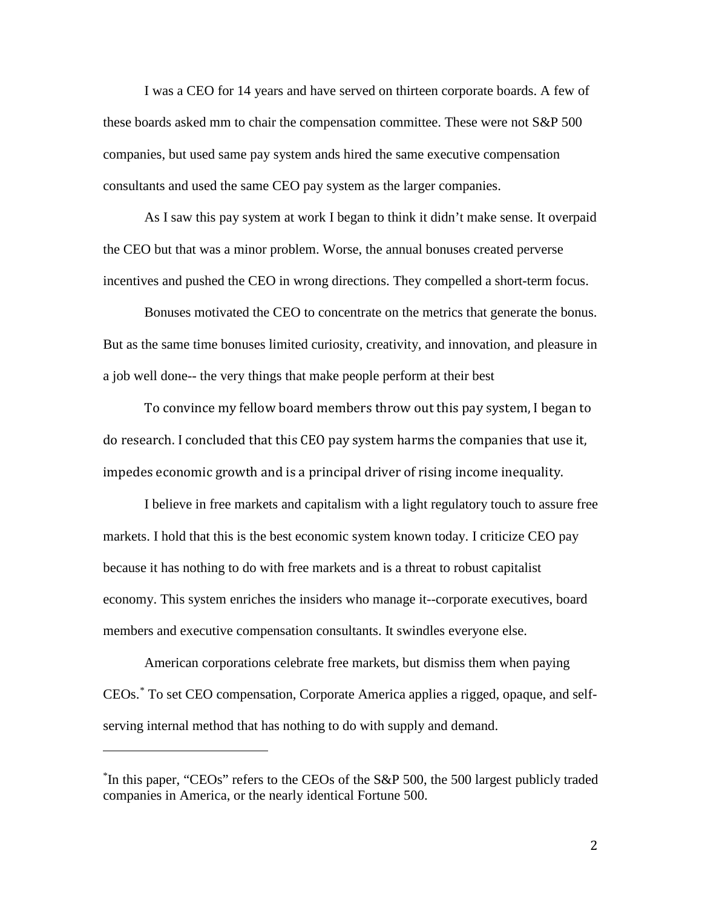I was a CEO for 14 years and have served on thirteen corporate boards. A few of these boards asked mm to chair the compensation committee. These were not S&P 500 companies, but used same pay system ands hired the same executive compensation consultants and used the same CEO pay system as the larger companies.

As I saw this pay system at work I began to think it didn't make sense. It overpaid the CEO but that was a minor problem. Worse, the annual bonuses created perverse incentives and pushed the CEO in wrong directions. They compelled a short-term focus.

Bonuses motivated the CEO to concentrate on the metrics that generate the bonus. But as the same time bonuses limited curiosity, creativity, and innovation, and pleasure in a job well done-- the very things that make people perform at their best

To convince my fellow board members throw out this pay system, I began to do research. I concluded that this CEO pay system harms the companies that use it, impedes economic growth and is a principal driver of rising income inequality.

I believe in free markets and capitalism with a light regulatory touch to assure free markets. I hold that this is the best economic system known today. I criticize CEO pay because it has nothing to do with free markets and is a threat to robust capitalist economy. This system enriches the insiders who manage it--corporate executives, board members and executive compensation consultants. It swindles everyone else.

American corporations celebrate free markets, but dismiss them when paying CEOs.* To set CEO compensation, Corporate America applies a rigged, opaque, and self-serving internal method that has nothing to do with supply and demand.

---

*In this paper, "CEOs" refers to the CEOs of the S&P 500, the 500 largest publicly traded companies in America, or the nearly identical Fortune 500.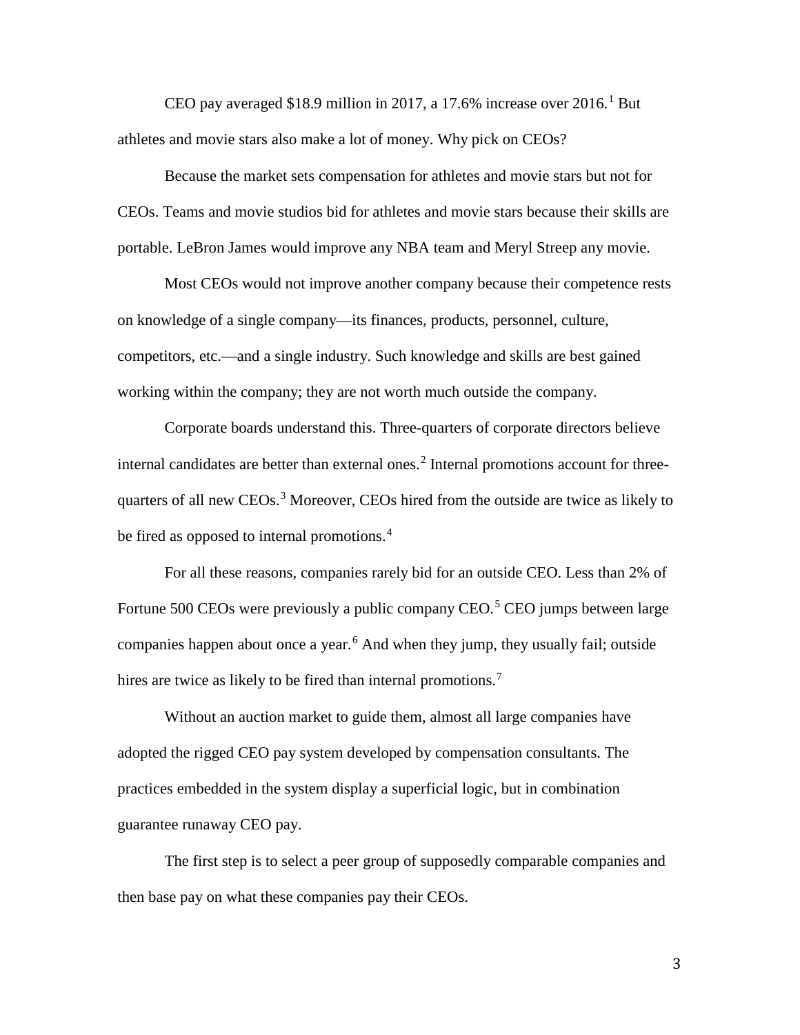CEO pay averaged $18.9 million in 2017, a 17.6% increase over 2016.[1] But athletes and movie stars also make a lot of money. Why pick on CEOs?

Because the market sets compensation for athletes and movie stars but not for CEOs. Teams and movie studios bid for athletes and movie stars because their skills are portable. LeBron James would improve any NBA team and Meryl Streep any movie.

Most CEOs would not improve another company because their competence rests on knowledge of a single company—its finances, products, personnel, culture, competitors, etc.—and a single industry. Such knowledge and skills are best gained working within the company; they are not worth much outside the company.

Corporate boards understand this. Three-quarters of corporate directors believe internal candidates are better than external ones.[2] Internal promotions account for three-quarters of all new CEOs.[3] Moreover, CEOs hired from the outside are twice as likely to be fired as opposed to internal promotions.[4]

For all these reasons, companies rarely bid for an outside CEO. Less than 2% of Fortune 500 CEOs were previously a public company CEO.[5] CEO jumps between large companies happen about once a year.[6] And when they jump, they usually fail; outside hires are twice as likely to be fired than internal promotions.[7]

Without an auction market to guide them, almost all large companies have adopted the rigged CEO pay system developed by compensation consultants. The practices embedded in the system display a superficial logic, but in combination guarantee runaway CEO pay.

The first step is to select a peer group of supposedly comparable companies and then base pay on what these companies pay their CEOs.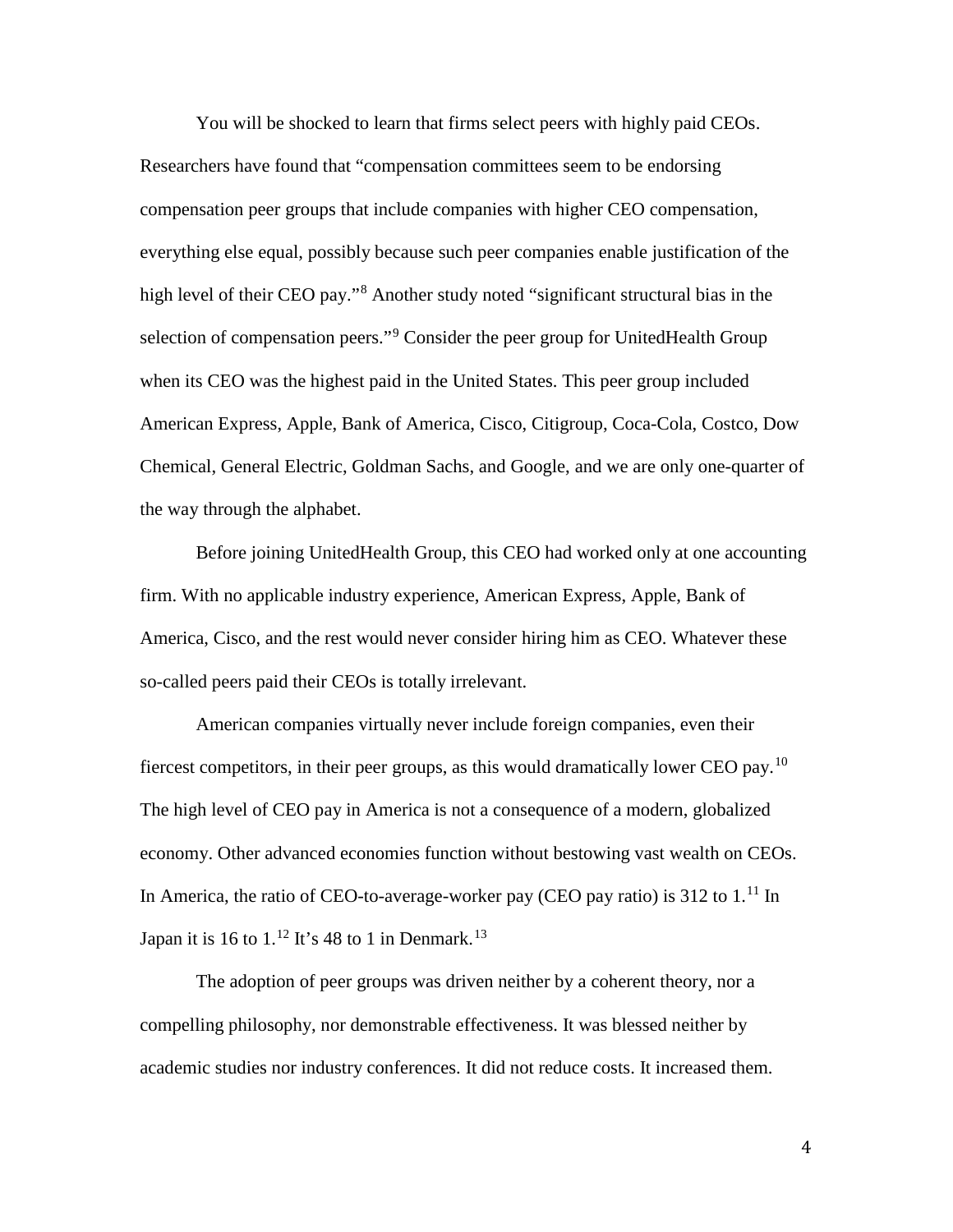You will be shocked to learn that firms select peers with highly paid CEOs. Researchers have found that "compensation committees seem to be endorsing compensation peer groups that include companies with higher CEO compensation, everything else equal, possibly because such peer companies enable justification of the high level of their CEO pay."[8] Another study noted "significant structural bias in the selection of compensation peers."[9] Consider the peer group for UnitedHealth Group when its CEO was the highest paid in the United States. This peer group included American Express, Apple, Bank of America, Cisco, Citigroup, Coca-Cola, Costco, Dow Chemical, General Electric, Goldman Sachs, and Google, and we are only one-quarter of the way through the alphabet.

Before joining UnitedHealth Group, this CEO had worked only at one accounting firm. With no applicable industry experience, American Express, Apple, Bank of America, Cisco, and the rest would never consider hiring him as CEO. Whatever these so-called peers paid their CEOs is totally irrelevant.

American companies virtually never include foreign companies, even their fiercest competitors, in their peer groups, as this would dramatically lower CEO pay.[10] The high level of CEO pay in America is not a consequence of a modern, globalized economy. Other advanced economies function without bestowing vast wealth on CEOs. In America, the ratio of CEO-to-average-worker pay (CEO pay ratio) is 312 to 1.[11] In Japan it is 16 to 1.[12] It's 48 to 1 in Denmark.[13]

The adoption of peer groups was driven neither by a coherent theory, nor a compelling philosophy, nor demonstrable effectiveness. It was blessed neither by academic studies nor industry conferences. It did not reduce costs. It increased them.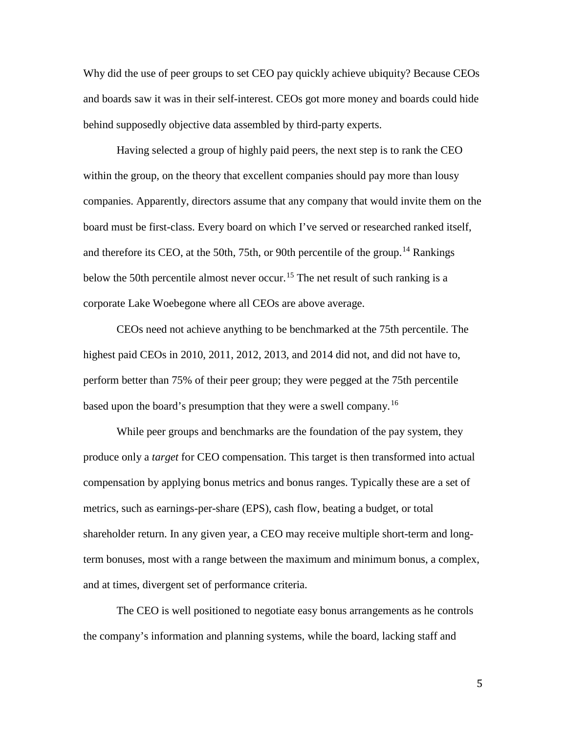Why did the use of peer groups to set CEO pay quickly achieve ubiquity? Because CEOs and boards saw it was in their self-interest. CEOs got more money and boards could hide behind supposedly objective data assembled by third-party experts.

Having selected a group of highly paid peers, the next step is to rank the CEO within the group, on the theory that excellent companies should pay more than lousy companies. Apparently, directors assume that any company that would invite them on the board must be first-class. Every board on which I've served or researched ranked itself, and therefore its CEO, at the 50th, 75th, or 90th percentile of the group.[14] Rankings below the 50th percentile almost never occur.[15] The net result of such ranking is a corporate Lake Woebegone where all CEOs are above average.

CEOs need not achieve anything to be benchmarked at the 75th percentile. The highest paid CEOs in 2010, 2011, 2012, 2013, and 2014 did not, and did not have to, perform better than 75% of their peer group; they were pegged at the 75th percentile based upon the board's presumption that they were a swell company.[16]

While peer groups and benchmarks are the foundation of the pay system, they produce only a *target* for CEO compensation. This target is then transformed into actual compensation by applying bonus metrics and bonus ranges. Typically these are a set of metrics, such as earnings-per-share (EPS), cash flow, beating a budget, or total shareholder return. In any given year, a CEO may receive multiple short-term and long-term bonuses, most with a range between the maximum and minimum bonus, a complex, and at times, divergent set of performance criteria.

The CEO is well positioned to negotiate easy bonus arrangements as he controls the company's information and planning systems, while the board, lacking staff and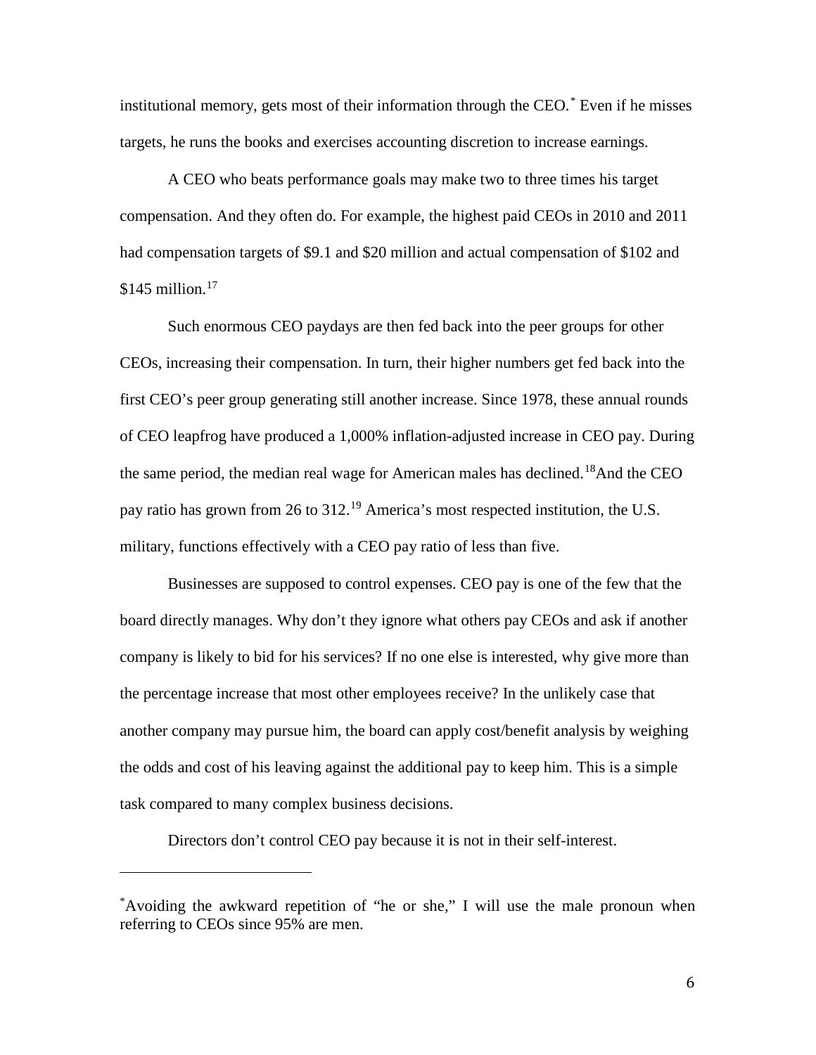institutional memory, gets most of their information through the CEO.* Even if he misses targets, he runs the books and exercises accounting discretion to increase earnings.

A CEO who beats performance goals may make two to three times his target compensation. And they often do. For example, the highest paid CEOs in 2010 and 2011 had compensation targets of \$9.1 and \$20 million and actual compensation of \$102 and \$145 million.[17]

Such enormous CEO paydays are then fed back into the peer groups for other CEOs, increasing their compensation. In turn, their higher numbers get fed back into the first CEO's peer group generating still another increase. Since 1978, these annual rounds of CEO leapfrog have produced a 1,000% inflation-adjusted increase in CEO pay. During the same period, the median real wage for American males has declined.[18]And the CEO pay ratio has grown from 26 to 312.[19] America's most respected institution, the U.S. military, functions effectively with a CEO pay ratio of less than five.

Businesses are supposed to control expenses. CEO pay is one of the few that the board directly manages. Why don't they ignore what others pay CEOs and ask if another company is likely to bid for his services? If no one else is interested, why give more than the percentage increase that most other employees receive? In the unlikely case that another company may pursue him, the board can apply cost/benefit analysis by weighing the odds and cost of his leaving against the additional pay to keep him. This is a simple task compared to many complex business decisions.

Directors don't control CEO pay because it is not in their self-interest.

---

*Avoiding the awkward repetition of "he or she," I will use the male pronoun when referring to CEOs since 95% are men.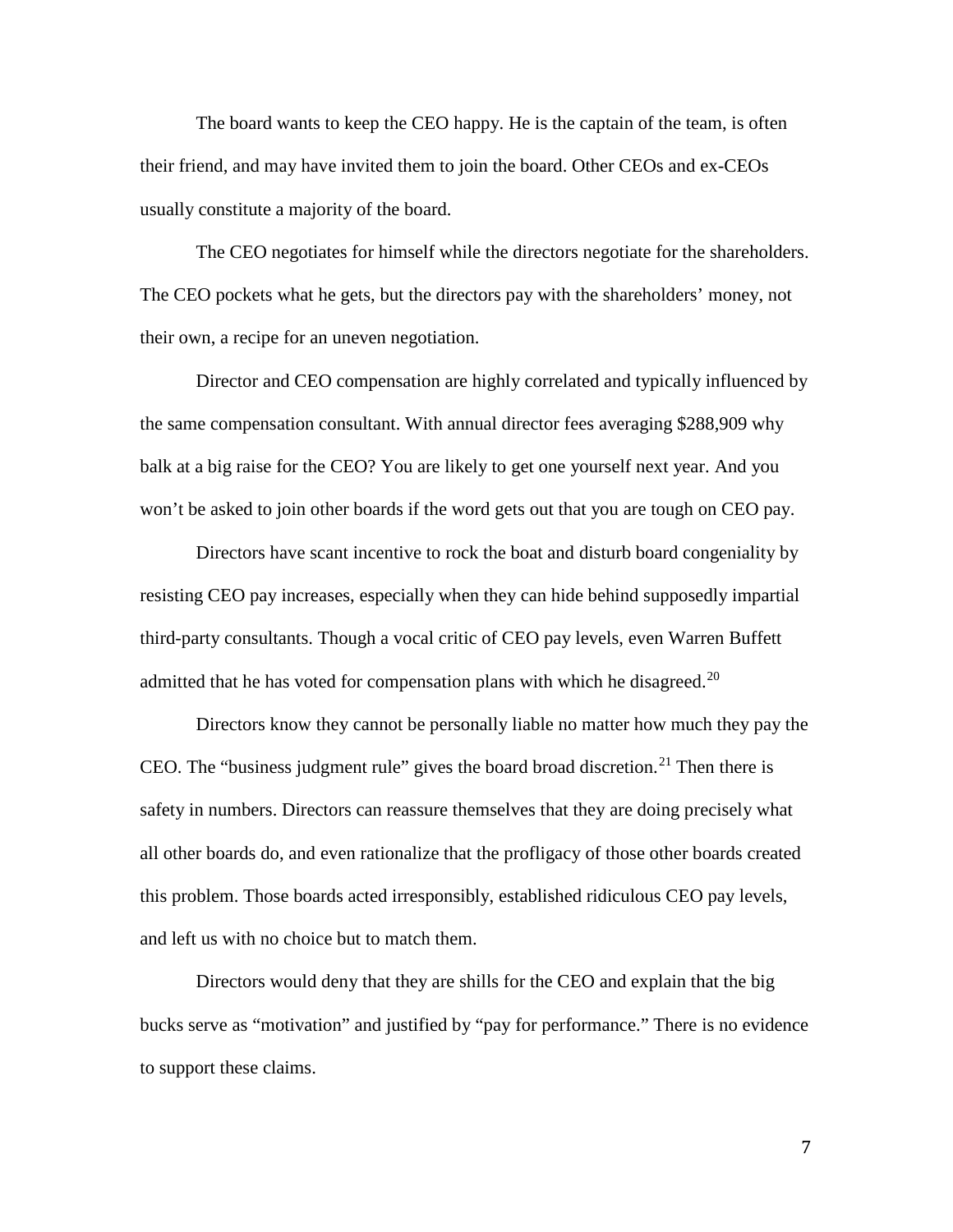The board wants to keep the CEO happy. He is the captain of the team, is often their friend, and may have invited them to join the board. Other CEOs and ex-CEOs usually constitute a majority of the board.

The CEO negotiates for himself while the directors negotiate for the shareholders. The CEO pockets what he gets, but the directors pay with the shareholders' money, not their own, a recipe for an uneven negotiation.

Director and CEO compensation are highly correlated and typically influenced by the same compensation consultant. With annual director fees averaging $288,909 why balk at a big raise for the CEO? You are likely to get one yourself next year. And you won't be asked to join other boards if the word gets out that you are tough on CEO pay.

Directors have scant incentive to rock the boat and disturb board congeniality by resisting CEO pay increases, especially when they can hide behind supposedly impartial third-party consultants. Though a vocal critic of CEO pay levels, even Warren Buffett admitted that he has voted for compensation plans with which he disagreed.[20]

Directors know they cannot be personally liable no matter how much they pay the CEO. The "business judgment rule" gives the board broad discretion.[21] Then there is safety in numbers. Directors can reassure themselves that they are doing precisely what all other boards do, and even rationalize that the profligacy of those other boards created this problem. Those boards acted irresponsibly, established ridiculous CEO pay levels, and left us with no choice but to match them.

Directors would deny that they are shills for the CEO and explain that the big bucks serve as "motivation" and justified by "pay for performance." There is no evidence to support these claims.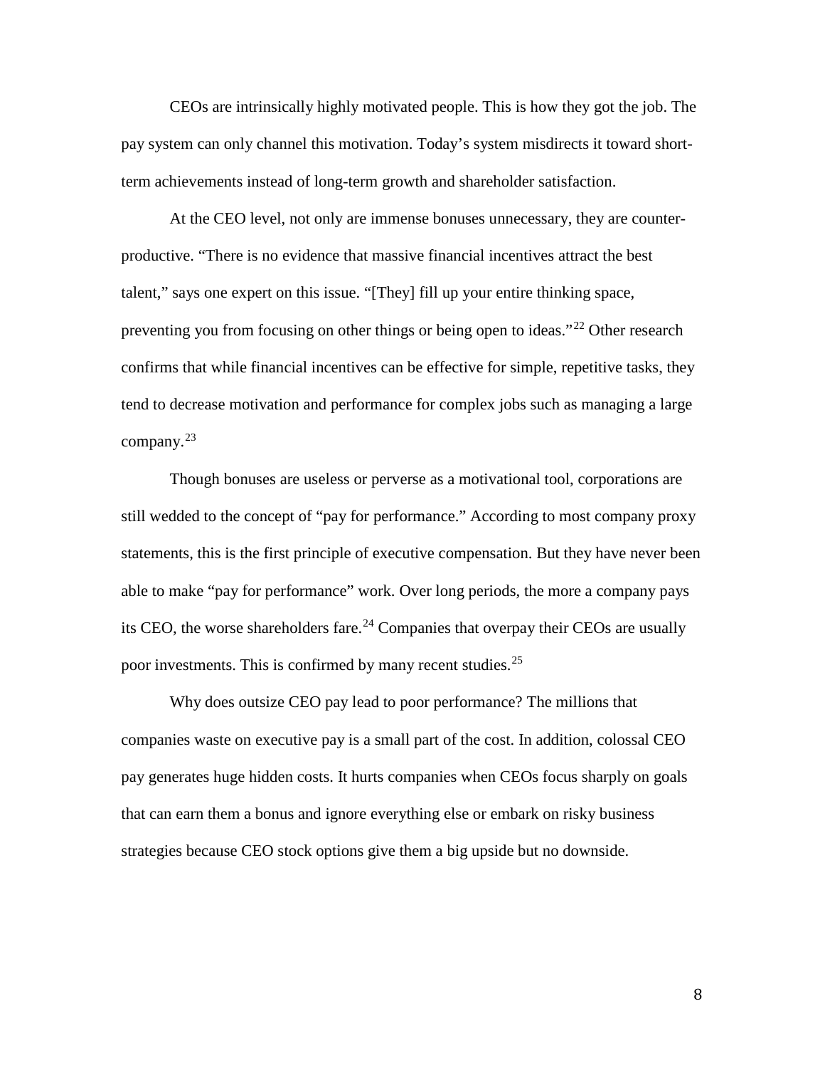CEOs are intrinsically highly motivated people. This is how they got the job. The pay system can only channel this motivation. Today's system misdirects it toward short-term achievements instead of long-term growth and shareholder satisfaction.

At the CEO level, not only are immense bonuses unnecessary, they are counter-productive. "There is no evidence that massive financial incentives attract the best talent," says one expert on this issue. "[They] fill up your entire thinking space, preventing you from focusing on other things or being open to ideas."[22] Other research confirms that while financial incentives can be effective for simple, repetitive tasks, they tend to decrease motivation and performance for complex jobs such as managing a large company.[23]

Though bonuses are useless or perverse as a motivational tool, corporations are still wedded to the concept of "pay for performance." According to most company proxy statements, this is the first principle of executive compensation. But they have never been able to make "pay for performance" work. Over long periods, the more a company pays its CEO, the worse shareholders fare.[24] Companies that overpay their CEOs are usually poor investments. This is confirmed by many recent studies.[25]

Why does outsize CEO pay lead to poor performance? The millions that companies waste on executive pay is a small part of the cost. In addition, colossal CEO pay generates huge hidden costs. It hurts companies when CEOs focus sharply on goals that can earn them a bonus and ignore everything else or embark on risky business strategies because CEO stock options give them a big upside but no downside.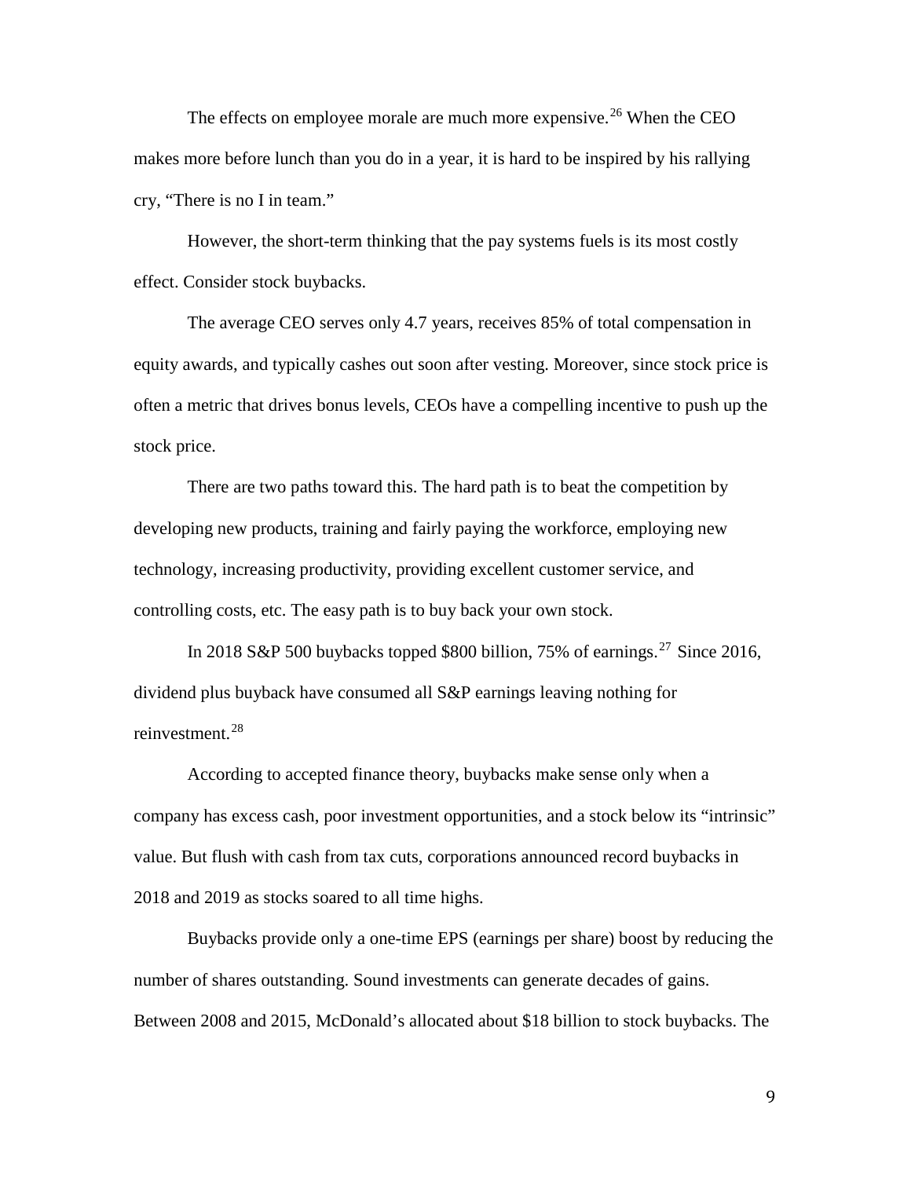The effects on employee morale are much more expensive.[26] When the CEO makes more before lunch than you do in a year, it is hard to be inspired by his rallying cry, "There is no I in team."

However, the short-term thinking that the pay systems fuels is its most costly effect. Consider stock buybacks.

The average CEO serves only 4.7 years, receives 85% of total compensation in equity awards, and typically cashes out soon after vesting. Moreover, since stock price is often a metric that drives bonus levels, CEOs have a compelling incentive to push up the stock price.

There are two paths toward this. The hard path is to beat the competition by developing new products, training and fairly paying the workforce, employing new technology, increasing productivity, providing excellent customer service, and controlling costs, etc. The easy path is to buy back your own stock.

In 2018 S&P 500 buybacks topped $800 billion, 75% of earnings.[27] Since 2016, dividend plus buyback have consumed all S&P earnings leaving nothing for reinvestment.[28]

According to accepted finance theory, buybacks make sense only when a company has excess cash, poor investment opportunities, and a stock below its "intrinsic" value. But flush with cash from tax cuts, corporations announced record buybacks in 2018 and 2019 as stocks soared to all time highs.

Buybacks provide only a one-time EPS (earnings per share) boost by reducing the number of shares outstanding. Sound investments can generate decades of gains. Between 2008 and 2015, McDonald's allocated about $18 billion to stock buybacks. The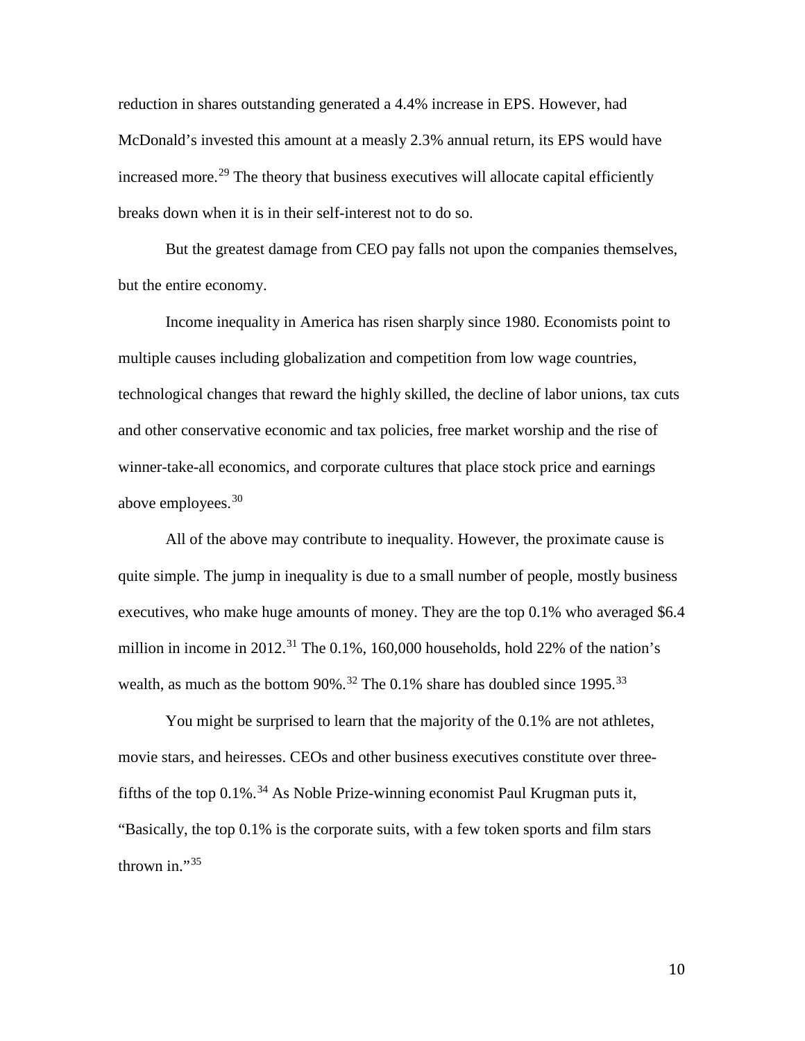reduction in shares outstanding generated a 4.4% increase in EPS. However, had McDonald's invested this amount at a measly 2.3% annual return, its EPS would have increased more.[29] The theory that business executives will allocate capital efficiently breaks down when it is in their self-interest not to do so.

But the greatest damage from CEO pay falls not upon the companies themselves, but the entire economy.

Income inequality in America has risen sharply since 1980. Economists point to multiple causes including globalization and competition from low wage countries, technological changes that reward the highly skilled, the decline of labor unions, tax cuts and other conservative economic and tax policies, free market worship and the rise of winner-take-all economics, and corporate cultures that place stock price and earnings above employees.[30]

All of the above may contribute to inequality. However, the proximate cause is quite simple. The jump in inequality is due to a small number of people, mostly business executives, who make huge amounts of money. They are the top 0.1% who averaged $6.4 million in income in 2012.[31] The 0.1%, 160,000 households, hold 22% of the nation's wealth, as much as the bottom 90%.[32] The 0.1% share has doubled since 1995.[33]

You might be surprised to learn that the majority of the 0.1% are not athletes, movie stars, and heiresses. CEOs and other business executives constitute over three-fifths of the top 0.1%.[34] As Noble Prize-winning economist Paul Krugman puts it, "Basically, the top 0.1% is the corporate suits, with a few token sports and film stars thrown in."[35]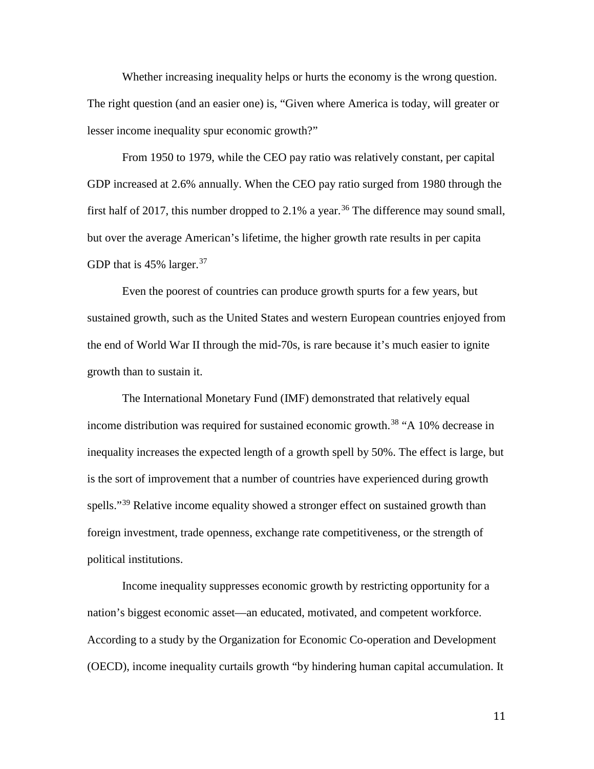Whether increasing inequality helps or hurts the economy is the wrong question. The right question (and an easier one) is, "Given where America is today, will greater or lesser income inequality spur economic growth?"

From 1950 to 1979, while the CEO pay ratio was relatively constant, per capital GDP increased at 2.6% annually. When the CEO pay ratio surged from 1980 through the first half of 2017, this number dropped to 2.1% a year.[36] The difference may sound small, but over the average American's lifetime, the higher growth rate results in per capita GDP that is 45% larger.[37]

Even the poorest of countries can produce growth spurts for a few years, but sustained growth, such as the United States and western European countries enjoyed from the end of World War II through the mid-70s, is rare because it's much easier to ignite growth than to sustain it.

The International Monetary Fund (IMF) demonstrated that relatively equal income distribution was required for sustained economic growth.[38] "A 10% decrease in inequality increases the expected length of a growth spell by 50%. The effect is large, but is the sort of improvement that a number of countries have experienced during growth spells."[39] Relative income equality showed a stronger effect on sustained growth than foreign investment, trade openness, exchange rate competitiveness, or the strength of political institutions.

Income inequality suppresses economic growth by restricting opportunity for a nation's biggest economic asset—an educated, motivated, and competent workforce. According to a study by the Organization for Economic Co-operation and Development (OECD), income inequality curtails growth "by hindering human capital accumulation. It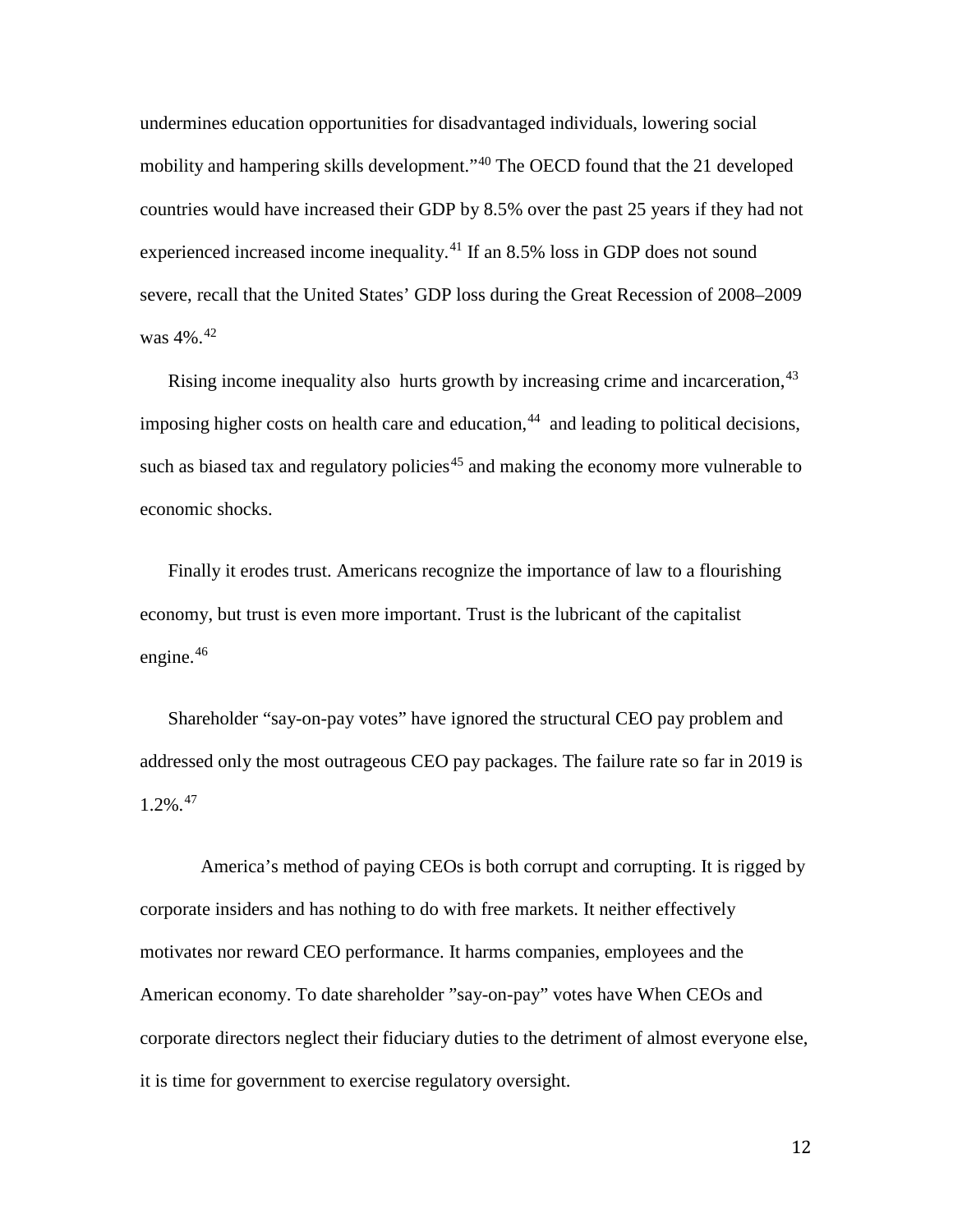undermines education opportunities for disadvantaged individuals, lowering social mobility and hampering skills development."[40] The OECD found that the 21 developed countries would have increased their GDP by 8.5% over the past 25 years if they had not experienced increased income inequality.[41] If an 8.5% loss in GDP does not sound severe, recall that the United States' GDP loss during the Great Recession of 2008–2009 was 4%.[42]

Rising income inequality also hurts growth by increasing crime and incarceration,[43] imposing higher costs on health care and education,[44] and leading to political decisions, such as biased tax and regulatory policies[45] and making the economy more vulnerable to economic shocks.

Finally it erodes trust. Americans recognize the importance of law to a flourishing economy, but trust is even more important. Trust is the lubricant of the capitalist engine.[46]

Shareholder "say-on-pay votes" have ignored the structural CEO pay problem and addressed only the most outrageous CEO pay packages. The failure rate so far in 2019 is 1.2%.[47]

America's method of paying CEOs is both corrupt and corrupting. It is rigged by corporate insiders and has nothing to do with free markets. It neither effectively motivates nor reward CEO performance. It harms companies, employees and the American economy. To date shareholder "say-on-pay" votes have When CEOs and corporate directors neglect their fiduciary duties to the detriment of almost everyone else, it is time for government to exercise regulatory oversight.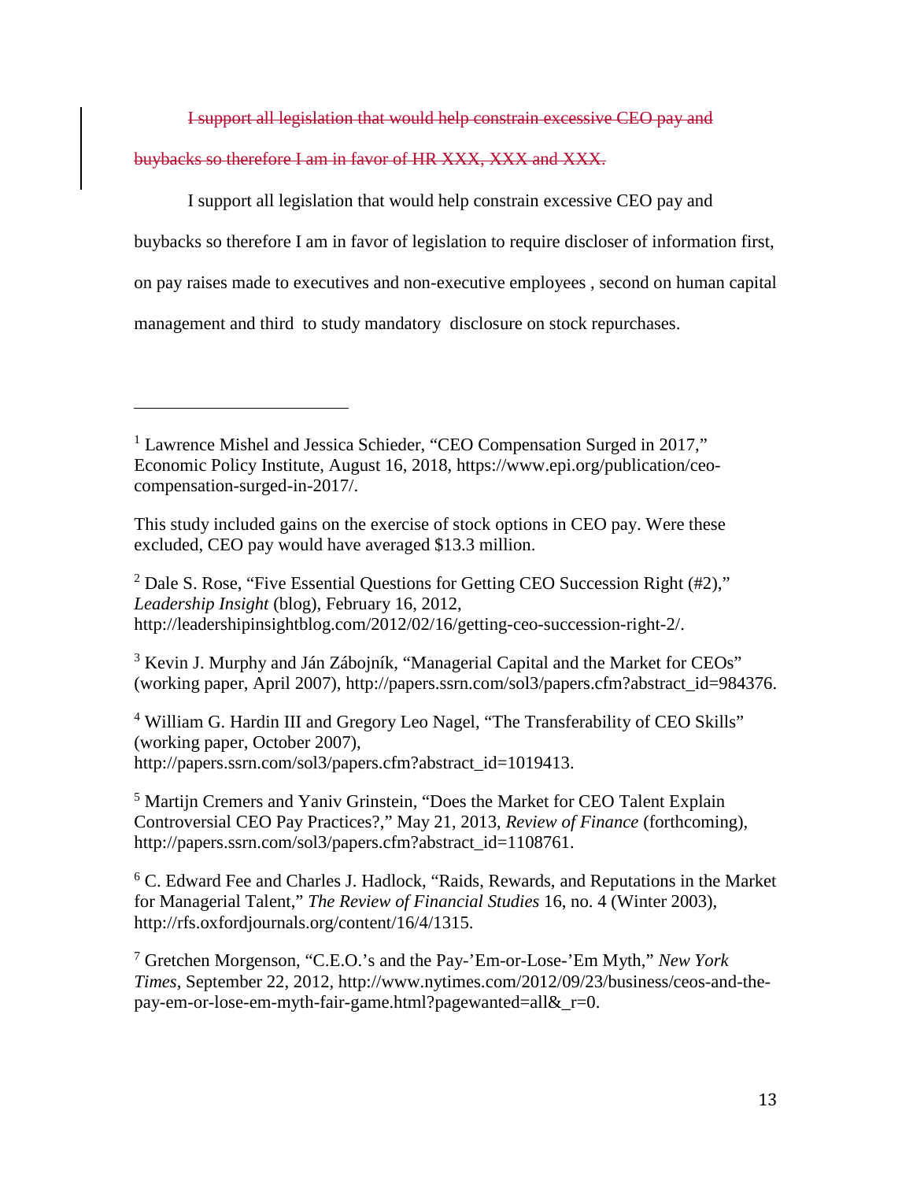~~I support all legislation that would help constrain excessive CEO pay and buybacks so therefore I am in favor of HR XXX, XXX and XXX.~~

I support all legislation that would help constrain excessive CEO pay and buybacks so therefore I am in favor of legislation to require discloser of information first, on pay raises made to executives and non-executive employees , second on human capital management and third to study mandatory disclosure on stock repurchases.

---

[1] Lawrence Mishel and Jessica Schieder, "CEO Compensation Surged in 2017," Economic Policy Institute, August 16, 2018, https://www.epi.org/publication/ceo-compensation-surged-in-2017/.

This study included gains on the exercise of stock options in CEO pay. Were these excluded, CEO pay would have averaged $13.3 million.

[2] Dale S. Rose, "Five Essential Questions for Getting CEO Succession Right (#2)," *Leadership Insight* (blog), February 16, 2012, http://leadershipinsightblog.com/2012/02/16/getting-ceo-succession-right-2/.

[3] Kevin J. Murphy and Ján Zábojník, "Managerial Capital and the Market for CEOs" (working paper, April 2007), http://papers.ssrn.com/sol3/papers.cfm?abstract_id=984376.

[4] William G. Hardin III and Gregory Leo Nagel, "The Transferability of CEO Skills" (working paper, October 2007), http://papers.ssrn.com/sol3/papers.cfm?abstract_id=1019413.

[5] Martijn Cremers and Yaniv Grinstein, "Does the Market for CEO Talent Explain Controversial CEO Pay Practices?," May 21, 2013, *Review of Finance* (forthcoming), http://papers.ssrn.com/sol3/papers.cfm?abstract_id=1108761.

[6] C. Edward Fee and Charles J. Hadlock, "Raids, Rewards, and Reputations in the Market for Managerial Talent," *The Review of Financial Studies* 16, no. 4 (Winter 2003), http://rfs.oxfordjournals.org/content/16/4/1315.

[7] Gretchen Morgenson, "C.E.O.'s and the Pay-'Em-or-Lose-'Em Myth," *New York Times*, September 22, 2012, http://www.nytimes.com/2012/09/23/business/ceos-and-the-pay-em-or-lose-em-myth-fair-game.html?pagewanted=all&_r=0.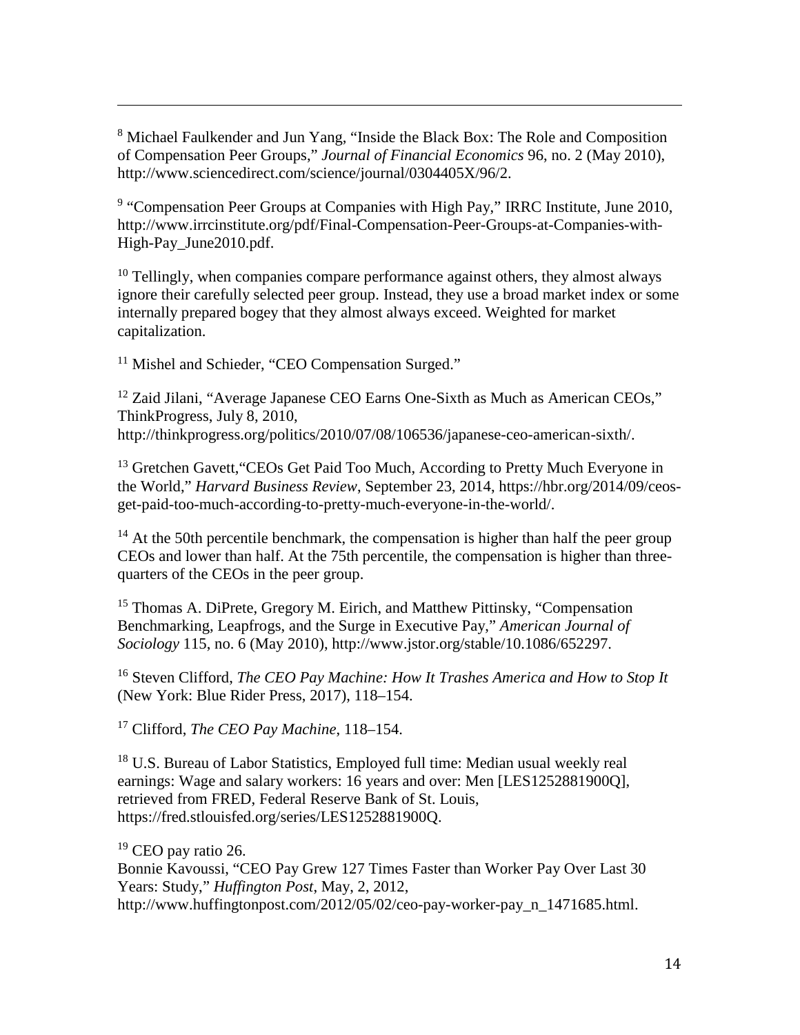[8] Michael Faulkender and Jun Yang, "Inside the Black Box: The Role and Composition of Compensation Peer Groups," *Journal of Financial Economics* 96, no. 2 (May 2010), http://www.sciencedirect.com/science/journal/0304405X/96/2.

[9] "Compensation Peer Groups at Companies with High Pay," IRRC Institute, June 2010, http://www.irrcinstitute.org/pdf/Final-Compensation-Peer-Groups-at-Companies-with-High-Pay_June2010.pdf.

[10] Tellingly, when companies compare performance against others, they almost always ignore their carefully selected peer group. Instead, they use a broad market index or some internally prepared bogey that they almost always exceed. Weighted for market capitalization.

[11] Mishel and Schieder, "CEO Compensation Surged."

[12] Zaid Jilani, "Average Japanese CEO Earns One-Sixth as Much as American CEOs," ThinkProgress, July 8, 2010, http://thinkprogress.org/politics/2010/07/08/106536/japanese-ceo-american-sixth/.

[13] Gretchen Gavett,"CEOs Get Paid Too Much, According to Pretty Much Everyone in the World," *Harvard Business Review*, September 23, 2014, https://hbr.org/2014/09/ceos-get-paid-too-much-according-to-pretty-much-everyone-in-the-world/.

[14] At the 50th percentile benchmark, the compensation is higher than half the peer group CEOs and lower than half. At the 75th percentile, the compensation is higher than three-quarters of the CEOs in the peer group.

[15] Thomas A. DiPrete, Gregory M. Eirich, and Matthew Pittinsky, "Compensation Benchmarking, Leapfrogs, and the Surge in Executive Pay," *American Journal of Sociology* 115, no. 6 (May 2010), http://www.jstor.org/stable/10.1086/652297.

[16] Steven Clifford, *The CEO Pay Machine: How It Trashes America and How to Stop It* (New York: Blue Rider Press, 2017), 118–154.

[17] Clifford, *The CEO Pay Machine*, 118–154.

[18] U.S. Bureau of Labor Statistics, Employed full time: Median usual weekly real earnings: Wage and salary workers: 16 years and over: Men [LES1252881900Q], retrieved from FRED, Federal Reserve Bank of St. Louis, https://fred.stlouisfed.org/series/LES1252881900Q.

[19] CEO pay ratio 26.
Bonnie Kavoussi, "CEO Pay Grew 127 Times Faster than Worker Pay Over Last 30 Years: Study," *Huffington Post*, May, 2, 2012, http://www.huffingtonpost.com/2012/05/02/ceo-pay-worker-pay_n_1471685.html.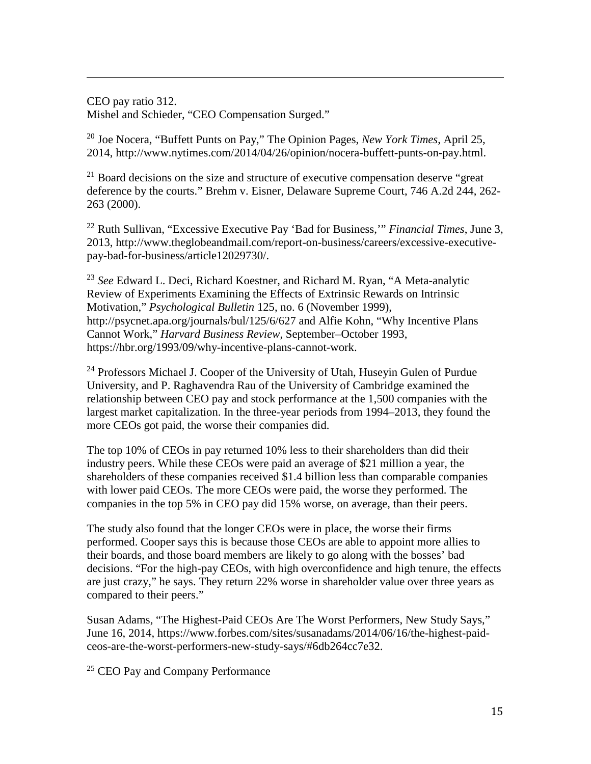CEO pay ratio 312.
Mishel and Schieder, "CEO Compensation Surged."

[20] Joe Nocera, "Buffett Punts on Pay," The Opinion Pages, *New York Times*, April 25, 2014, http://www.nytimes.com/2014/04/26/opinion/nocera-buffett-punts-on-pay.html.

[21] Board decisions on the size and structure of executive compensation deserve "great deference by the courts." Brehm v. Eisner, Delaware Supreme Court, 746 A.2d 244, 262-263 (2000).

[22] Ruth Sullivan, "Excessive Executive Pay 'Bad for Business,'" *Financial Times*, June 3, 2013, http://www.theglobeandmail.com/report-on-business/careers/excessive-executive-pay-bad-for-business/article12029730/.

[23] *See* Edward L. Deci, Richard Koestner, and Richard M. Ryan, "A Meta-analytic Review of Experiments Examining the Effects of Extrinsic Rewards on Intrinsic Motivation," *Psychological Bulletin* 125, no. 6 (November 1999), http://psycnet.apa.org/journals/bul/125/6/627 and Alfie Kohn, "Why Incentive Plans Cannot Work," *Harvard Business Review*, September–October 1993, https://hbr.org/1993/09/why-incentive-plans-cannot-work.

[24] Professors Michael J. Cooper of the University of Utah, Huseyin Gulen of Purdue University, and P. Raghavendra Rau of the University of Cambridge examined the relationship between CEO pay and stock performance at the 1,500 companies with the largest market capitalization. In the three-year periods from 1994–2013, they found the more CEOs got paid, the worse their companies did.

The top 10% of CEOs in pay returned 10% less to their shareholders than did their industry peers. While these CEOs were paid an average of $21 million a year, the shareholders of these companies received $1.4 billion less than comparable companies with lower paid CEOs. The more CEOs were paid, the worse they performed. The companies in the top 5% in CEO pay did 15% worse, on average, than their peers.

The study also found that the longer CEOs were in place, the worse their firms performed. Cooper says this is because those CEOs are able to appoint more allies to their boards, and those board members are likely to go along with the bosses' bad decisions. "For the high-pay CEOs, with high overconfidence and high tenure, the effects are just crazy," he says. They return 22% worse in shareholder value over three years as compared to their peers."

Susan Adams, "The Highest-Paid CEOs Are The Worst Performers, New Study Says," June 16, 2014, https://www.forbes.com/sites/susanadams/2014/06/16/the-highest-paid-ceos-are-the-worst-performers-new-study-says/#6db264cc7e32.

[25] CEO Pay and Company Performance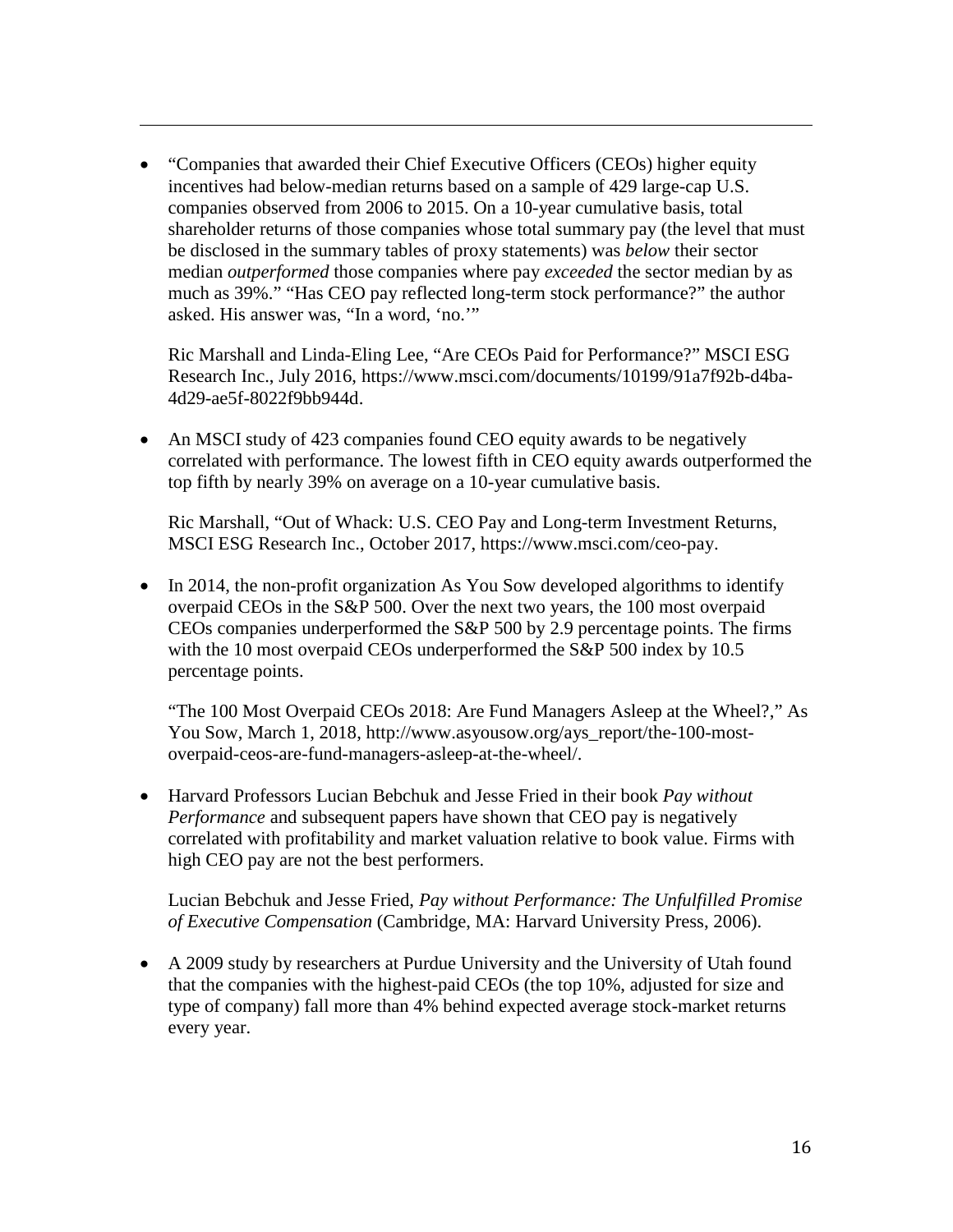- "Companies that awarded their Chief Executive Officers (CEOs) higher equity incentives had below-median returns based on a sample of 429 large-cap U.S. companies observed from 2006 to 2015. On a 10-year cumulative basis, total shareholder returns of those companies whose total summary pay (the level that must be disclosed in the summary tables of proxy statements) was *below* their sector median *outperformed* those companies where pay *exceeded* the sector median by as much as 39%." "Has CEO pay reflected long-term stock performance?" the author asked. His answer was, "In a word, 'no.'"

  Ric Marshall and Linda-Eling Lee, "Are CEOs Paid for Performance?" MSCI ESG Research Inc., July 2016, https://www.msci.com/documents/10199/91a7f92b-d4ba-4d29-ae5f-8022f9bb944d.

- An MSCI study of 423 companies found CEO equity awards to be negatively correlated with performance. The lowest fifth in CEO equity awards outperformed the top fifth by nearly 39% on average on a 10-year cumulative basis.

  Ric Marshall, "Out of Whack: U.S. CEO Pay and Long-term Investment Returns, MSCI ESG Research Inc., October 2017, https://www.msci.com/ceo-pay.

- In 2014, the non-profit organization As You Sow developed algorithms to identify overpaid CEOs in the S&P 500. Over the next two years, the 100 most overpaid CEOs companies underperformed the S&P 500 by 2.9 percentage points. The firms with the 10 most overpaid CEOs underperformed the S&P 500 index by 10.5 percentage points.

  "The 100 Most Overpaid CEOs 2018: Are Fund Managers Asleep at the Wheel?," As You Sow, March 1, 2018, http://www.asyousow.org/ays_report/the-100-most-overpaid-ceos-are-fund-managers-asleep-at-the-wheel/.

- Harvard Professors Lucian Bebchuk and Jesse Fried in their book *Pay without Performance* and subsequent papers have shown that CEO pay is negatively correlated with profitability and market valuation relative to book value. Firms with high CEO pay are not the best performers.

  Lucian Bebchuk and Jesse Fried, *Pay without Performance: The Unfulfilled Promise of Executive Compensation* (Cambridge, MA: Harvard University Press, 2006).

- A 2009 study by researchers at Purdue University and the University of Utah found that the companies with the highest-paid CEOs (the top 10%, adjusted for size and type of company) fall more than 4% behind expected average stock-market returns every year.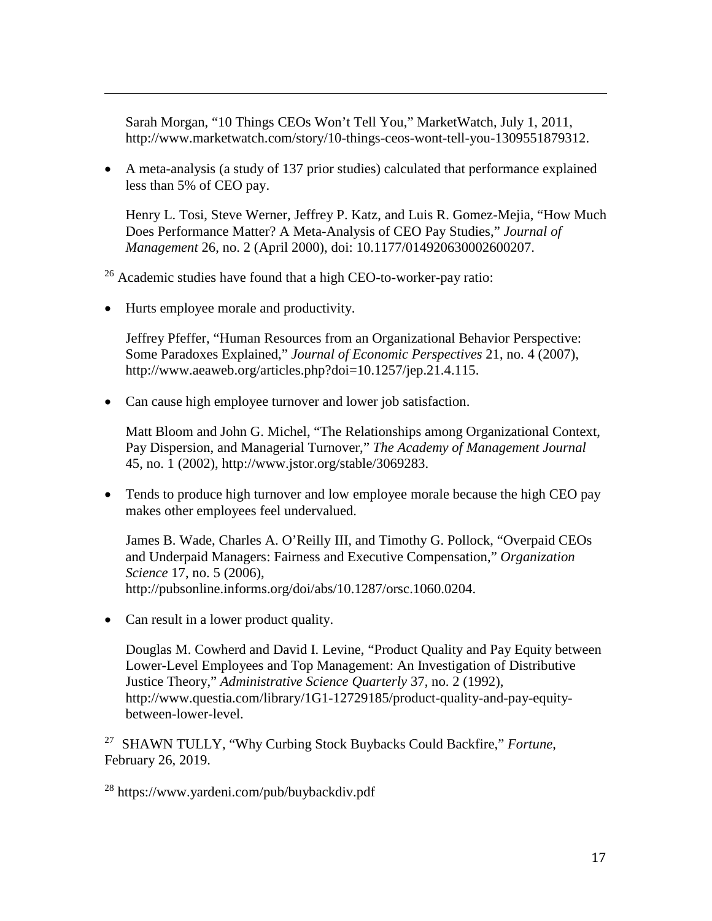Sarah Morgan, "10 Things CEOs Won't Tell You," MarketWatch, July 1, 2011, http://www.marketwatch.com/story/10-things-ceos-wont-tell-you-1309551879312.

- A meta-analysis (a study of 137 prior studies) calculated that performance explained less than 5% of CEO pay.

  Henry L. Tosi, Steve Werner, Jeffrey P. Katz, and Luis R. Gomez-Mejia, "How Much Does Performance Matter? A Meta-Analysis of CEO Pay Studies," *Journal of Management* 26, no. 2 (April 2000), doi: 10.1177/014920630002600207.

[26] Academic studies have found that a high CEO-to-worker-pay ratio:

- Hurts employee morale and productivity.

  Jeffrey Pfeffer, "Human Resources from an Organizational Behavior Perspective: Some Paradoxes Explained," *Journal of Economic Perspectives* 21, no. 4 (2007), http://www.aeaweb.org/articles.php?doi=10.1257/jep.21.4.115.

- Can cause high employee turnover and lower job satisfaction.

  Matt Bloom and John G. Michel, "The Relationships among Organizational Context, Pay Dispersion, and Managerial Turnover," *The Academy of Management Journal* 45, no. 1 (2002), http://www.jstor.org/stable/3069283.

- Tends to produce high turnover and low employee morale because the high CEO pay makes other employees feel undervalued.

  James B. Wade, Charles A. O'Reilly III, and Timothy G. Pollock, "Overpaid CEOs and Underpaid Managers: Fairness and Executive Compensation," *Organization Science* 17, no. 5 (2006), http://pubsonline.informs.org/doi/abs/10.1287/orsc.1060.0204.

- Can result in a lower product quality.

  Douglas M. Cowherd and David I. Levine, "Product Quality and Pay Equity between Lower-Level Employees and Top Management: An Investigation of Distributive Justice Theory," *Administrative Science Quarterly* 37, no. 2 (1992), http://www.questia.com/library/1G1-12729185/product-quality-and-pay-equity-between-lower-level.

[27] SHAWN TULLY, "Why Curbing Stock Buybacks Could Backfire," *Fortune*, February 26, 2019.

[28] https://www.yardeni.com/pub/buybackdiv.pdf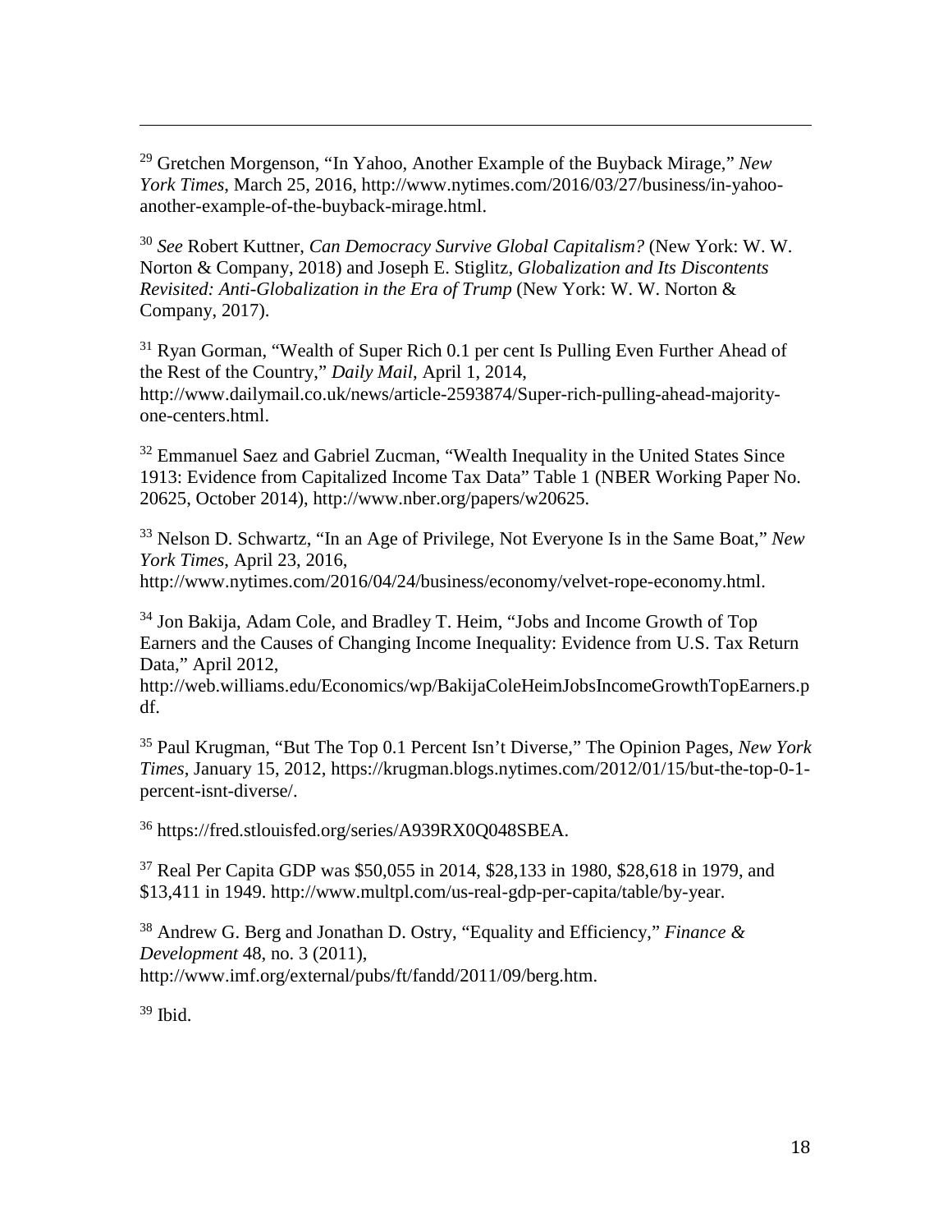[29] Gretchen Morgenson, "In Yahoo, Another Example of the Buyback Mirage," *New York Times*, March 25, 2016, http://www.nytimes.com/2016/03/27/business/in-yahoo-another-example-of-the-buyback-mirage.html.

[30] *See* Robert Kuttner, *Can Democracy Survive Global Capitalism?* (New York: W. W. Norton & Company, 2018) and Joseph E. Stiglitz, *Globalization and Its Discontents Revisited: Anti-Globalization in the Era of Trump* (New York: W. W. Norton & Company, 2017).

[31] Ryan Gorman, "Wealth of Super Rich 0.1 per cent Is Pulling Even Further Ahead of the Rest of the Country," *Daily Mail*, April 1, 2014, http://www.dailymail.co.uk/news/article-2593874/Super-rich-pulling-ahead-majority-one-centers.html.

[32] Emmanuel Saez and Gabriel Zucman, "Wealth Inequality in the United States Since 1913: Evidence from Capitalized Income Tax Data" Table 1 (NBER Working Paper No. 20625, October 2014), http://www.nber.org/papers/w20625.

[33] Nelson D. Schwartz, "In an Age of Privilege, Not Everyone Is in the Same Boat," *New York Times*, April 23, 2016, http://www.nytimes.com/2016/04/24/business/economy/velvet-rope-economy.html.

[34] Jon Bakija, Adam Cole, and Bradley T. Heim, "Jobs and Income Growth of Top Earners and the Causes of Changing Income Inequality: Evidence from U.S. Tax Return Data," April 2012, http://web.williams.edu/Economics/wp/BakijaColeHeimJobsIncomeGrowthTopEarners.pdf.

[35] Paul Krugman, "But The Top 0.1 Percent Isn't Diverse," The Opinion Pages, *New York Times*, January 15, 2012, https://krugman.blogs.nytimes.com/2012/01/15/but-the-top-0-1-percent-isnt-diverse/.

[36] https://fred.stlouisfed.org/series/A939RX0Q048SBEA.

[37] Real Per Capita GDP was $50,055 in 2014, $28,133 in 1980, $28,618 in 1979, and $13,411 in 1949. http://www.multpl.com/us-real-gdp-per-capita/table/by-year.

[38] Andrew G. Berg and Jonathan D. Ostry, "Equality and Efficiency," *Finance & Development* 48, no. 3 (2011), http://www.imf.org/external/pubs/ft/fandd/2011/09/berg.htm.

[39] Ibid.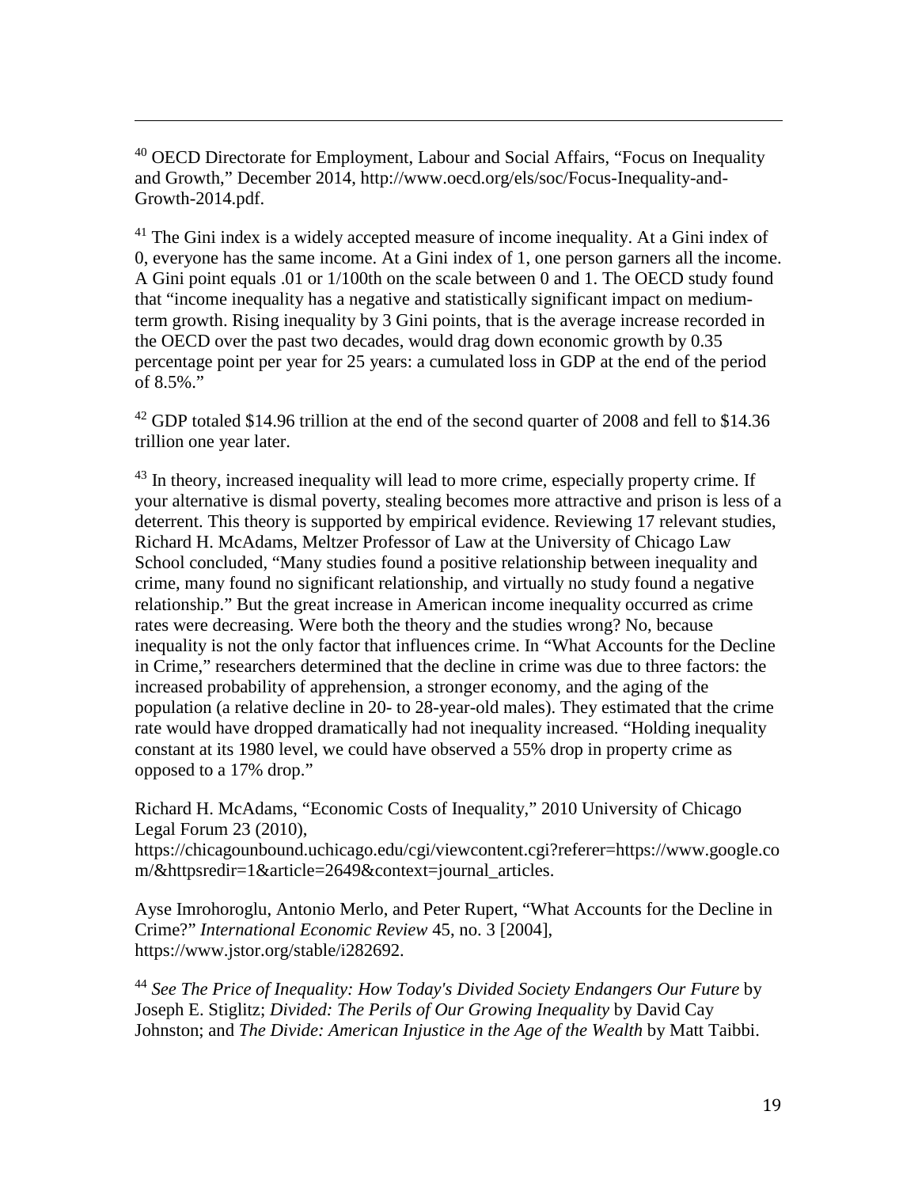[40] OECD Directorate for Employment, Labour and Social Affairs, "Focus on Inequality and Growth," December 2014, http://www.oecd.org/els/soc/Focus-Inequality-and-Growth-2014.pdf.

[41] The Gini index is a widely accepted measure of income inequality. At a Gini index of 0, everyone has the same income. At a Gini index of 1, one person garners all the income. A Gini point equals .01 or 1/100th on the scale between 0 and 1. The OECD study found that "income inequality has a negative and statistically significant impact on medium-term growth. Rising inequality by 3 Gini points, that is the average increase recorded in the OECD over the past two decades, would drag down economic growth by 0.35 percentage point per year for 25 years: a cumulated loss in GDP at the end of the period of 8.5%."

[42] GDP totaled $14.96 trillion at the end of the second quarter of 2008 and fell to $14.36 trillion one year later.

[43] In theory, increased inequality will lead to more crime, especially property crime. If your alternative is dismal poverty, stealing becomes more attractive and prison is less of a deterrent. This theory is supported by empirical evidence. Reviewing 17 relevant studies, Richard H. McAdams, Meltzer Professor of Law at the University of Chicago Law School concluded, "Many studies found a positive relationship between inequality and crime, many found no significant relationship, and virtually no study found a negative relationship." But the great increase in American income inequality occurred as crime rates were decreasing. Were both the theory and the studies wrong? No, because inequality is not the only factor that influences crime. In "What Accounts for the Decline in Crime," researchers determined that the decline in crime was due to three factors: the increased probability of apprehension, a stronger economy, and the aging of the population (a relative decline in 20- to 28-year-old males). They estimated that the crime rate would have dropped dramatically had not inequality increased. "Holding inequality constant at its 1980 level, we could have observed a 55% drop in property crime as opposed to a 17% drop."

Richard H. McAdams, "Economic Costs of Inequality," 2010 University of Chicago Legal Forum 23 (2010), https://chicagounbound.uchicago.edu/cgi/viewcontent.cgi?referer=https://www.google.com/&httpsredir=1&article=2649&context=journal_articles.

Ayse Imrohoroglu, Antonio Merlo, and Peter Rupert, "What Accounts for the Decline in Crime?" *International Economic Review* 45, no. 3 [2004], https://www.jstor.org/stable/i282692.

[44] *See The Price of Inequality: How Today's Divided Society Endangers Our Future* by Joseph E. Stiglitz; *Divided: The Perils of Our Growing Inequality* by David Cay Johnston; and *The Divide: American Injustice in the Age of the Wealth* by Matt Taibbi.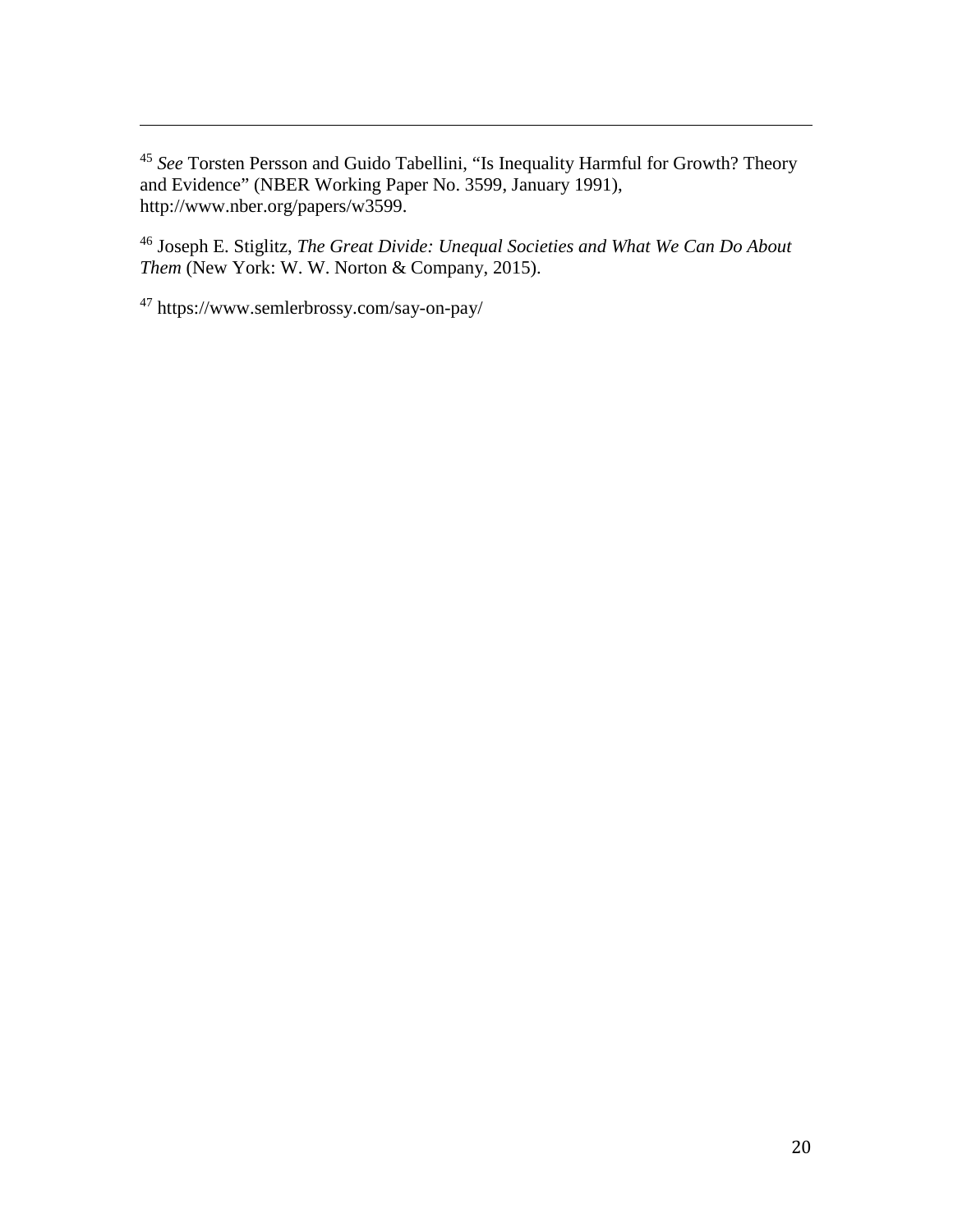[45] *See* Torsten Persson and Guido Tabellini, "Is Inequality Harmful for Growth? Theory and Evidence" (NBER Working Paper No. 3599, January 1991), http://www.nber.org/papers/w3599.

[46] Joseph E. Stiglitz, *The Great Divide: Unequal Societies and What We Can Do About Them* (New York: W. W. Norton & Company, 2015).

[47] https://www.semlerbrossy.com/say-on-pay/